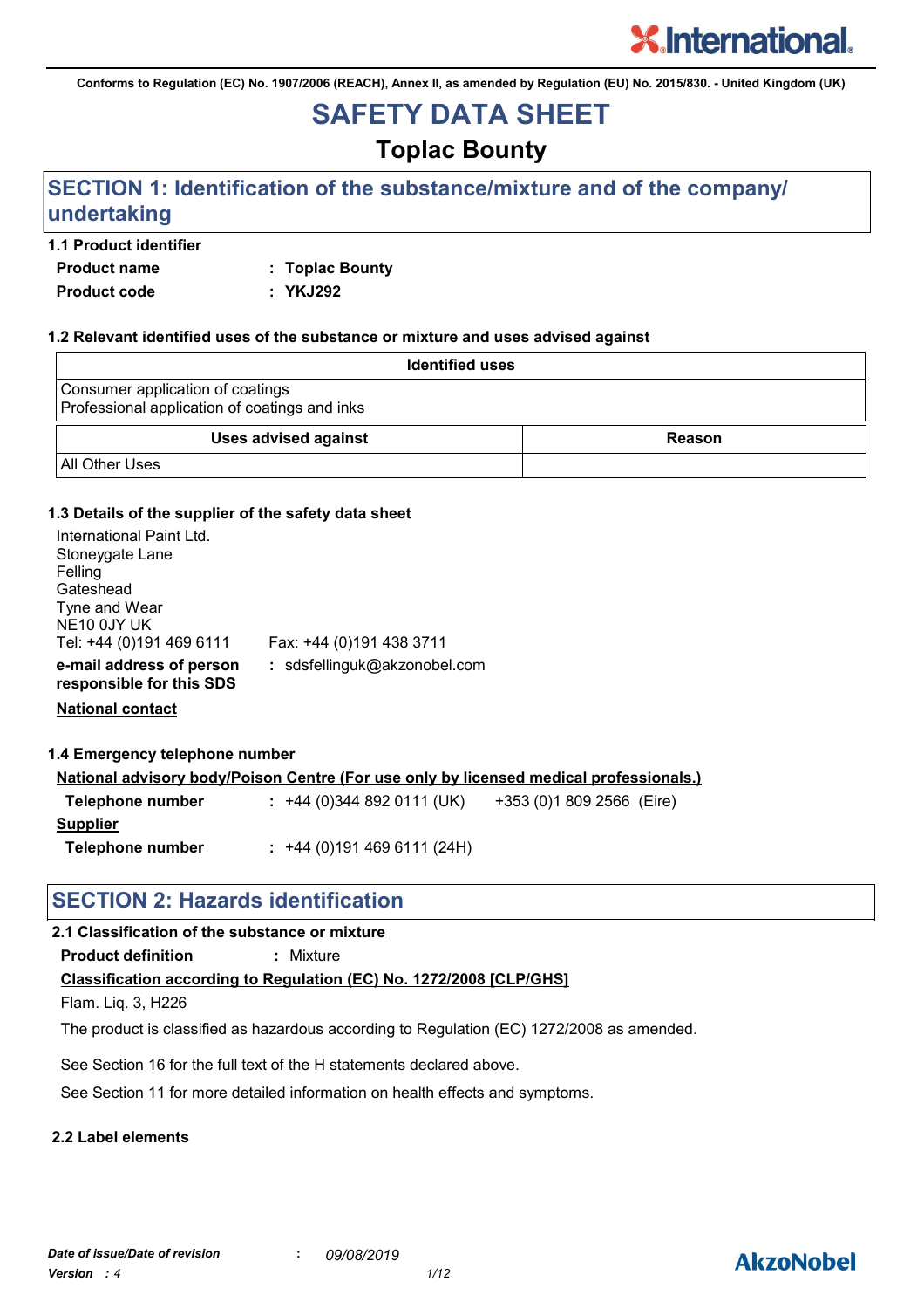Conforms to Regulation (EC) No. 1907/2006 (REACH), Annex II, as amended by Regulation (EU) No. 2015/830. - United Kingdom (UK)

# SAFETY DATA SHEET

## Toplac Bounty

## SECTION 1: Identification of the substance/mixture and of the company/ undertaking

### 1.1 Product identifier

**Product name** : **Toplac Bounty**

**Product code** : **YKJ292**

### 1.2 Relevant identified uses of the substance or mixture and uses advised against

| Identified uses |
| --- |
| Consumer application of coatings<br>Professional application of coatings and inks |

| Uses advised against | Reason |
| --- | --- |
| All Other Uses | |

### 1.3 Details of the supplier of the safety data sheet

International Paint Ltd.
Stoneygate Lane
Felling
Gateshead
Tyne and Wear
NE10 0JY UK
Tel: +44 (0)191 469 6111 Fax: +44 (0)191 438 3711

**e-mail address of person responsible for this SDS** : sdsfellinguk@akzonobel.com

**National contact**

### 1.4 Emergency telephone number

**National advisory body/Poison Centre (For use only by licensed medical professionals.)**

**Telephone number** : +44 (0)344 892 0111 (UK) +353 (0)1 809 2566 (Eire)

**Supplier**

**Telephone number** : +44 (0)191 469 6111 (24H)

## SECTION 2: Hazards identification

### 2.1 Classification of the substance or mixture

**Product definition** : Mixture

**Classification according to Regulation (EC) No. 1272/2008 [CLP/GHS]**

Flam. Liq. 3, H226

The product is classified as hazardous according to Regulation (EC) 1272/2008 as amended.

See Section 16 for the full text of the H statements declared above.

See Section 11 for more detailed information on health effects and symptoms.

### 2.2 Label elements

*Date of issue/Date of revision* : *09/08/2019*
*Version* : *4*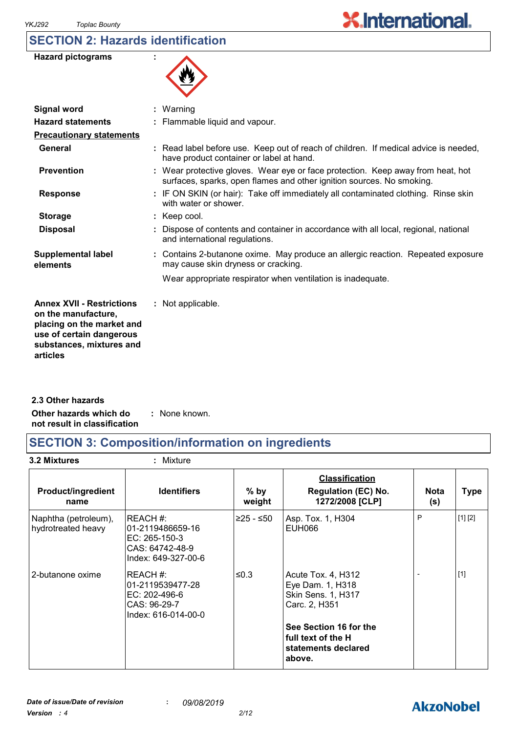## SECTION 2: Hazards identification

**Hazard pictograms** :

**Signal word** : Warning

**Hazard statements** : Flammable liquid and vapour.

**Precautionary statements**

**General** : Read label before use. Keep out of reach of children. If medical advice is needed, have product container or label at hand.

**Prevention** : Wear protective gloves. Wear eye or face protection. Keep away from heat, hot surfaces, sparks, open flames and other ignition sources. No smoking.

**Response** : IF ON SKIN (or hair): Take off immediately all contaminated clothing. Rinse skin with water or shower.

**Storage** : Keep cool.

**Disposal** : Dispose of contents and container in accordance with all local, regional, national and international regulations.

**Supplemental label elements** : Contains 2-butanone oxime. May produce an allergic reaction. Repeated exposure may cause skin dryness or cracking.

Wear appropriate respirator when ventilation is inadequate.

**Annex XVII - Restrictions on the manufacture, placing on the market and use of certain dangerous substances, mixtures and articles** : Not applicable.

### 2.3 Other hazards

**Other hazards which do not result in classification** : None known.

## SECTION 3: Composition/information on ingredients

**3.2 Mixtures** : Mixture

| Product/ingredient name | Identifiers | % by weight | Classification Regulation (EC) No. 1272/2008 [CLP] | Nota (s) | Type |
|---|---|---|---|---|---|
| Naphtha (petroleum), hydrotreated heavy | REACH #: 01-2119486659-16<br>EC: 265-150-3<br>CAS: 64742-48-9<br>Index: 649-327-00-6 | ≥25 - ≤50 | Asp. Tox. 1, H304<br>EUH066 | P | [1] [2] |
| 2-butanone oxime | REACH #: 01-2119539477-28<br>EC: 202-496-6<br>CAS: 96-29-7<br>Index: 616-014-00-0 | ≤0.3 | Acute Tox. 4, H312<br>Eye Dam. 1, H318<br>Skin Sens. 1, H317<br>Carc. 2, H351<br><br>**See Section 16 for the full text of the H statements declared above.** | - | [1] |

*Date of issue/Date of revision* : *09/08/2019*

*Version* : *4*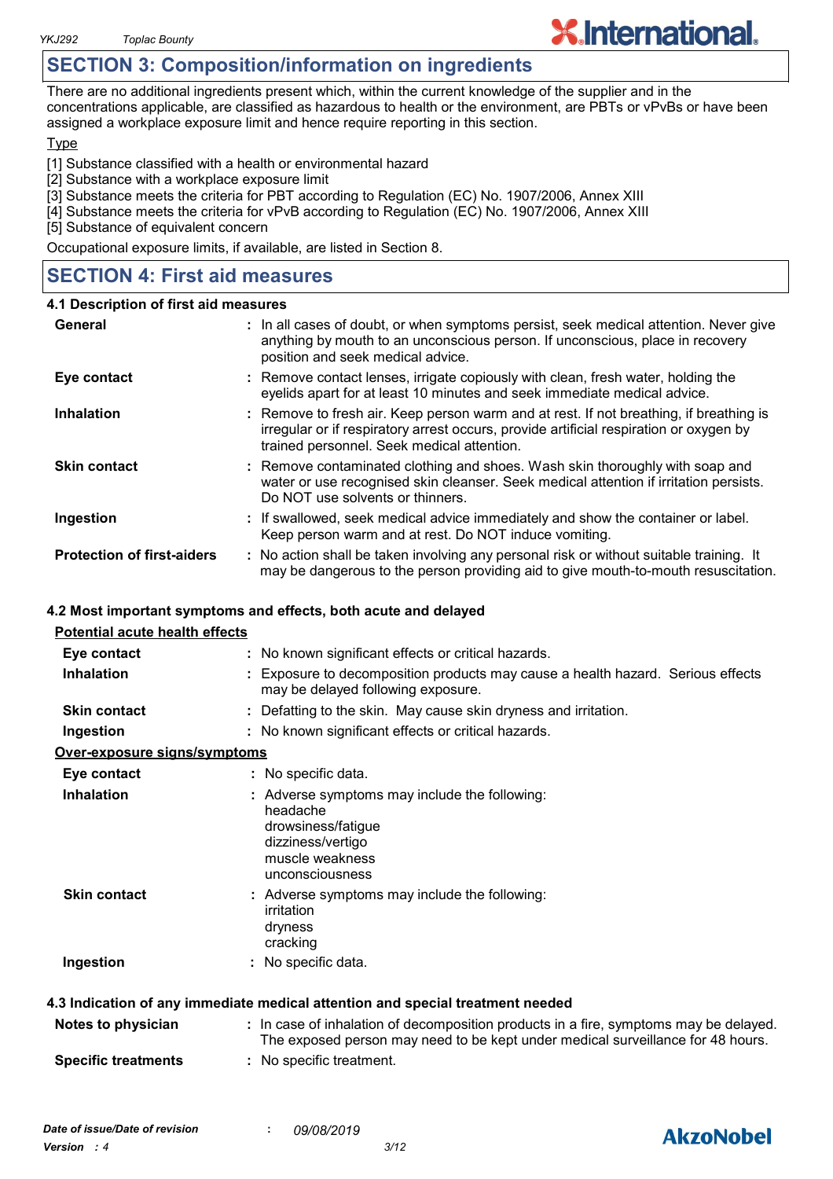## SECTION 3: Composition/information on ingredients

There are no additional ingredients present which, within the current knowledge of the supplier and in the concentrations applicable, are classified as hazardous to health or the environment, are PBTs or vPvBs or have been assigned a workplace exposure limit and hence require reporting in this section.

Type

[1] Substance classified with a health or environmental hazard
[2] Substance with a workplace exposure limit
[3] Substance meets the criteria for PBT according to Regulation (EC) No. 1907/2006, Annex XIII
[4] Substance meets the criteria for vPvB according to Regulation (EC) No. 1907/2006, Annex XIII
[5] Substance of equivalent concern

Occupational exposure limits, if available, are listed in Section 8.

## SECTION 4: First aid measures

### 4.1 Description of first aid measures

| | |
|---|---|
| **General** | : In all cases of doubt, or when symptoms persist, seek medical attention. Never give anything by mouth to an unconscious person. If unconscious, place in recovery position and seek medical advice. |
| **Eye contact** | : Remove contact lenses, irrigate copiously with clean, fresh water, holding the eyelids apart for at least 10 minutes and seek immediate medical advice. |
| **Inhalation** | : Remove to fresh air. Keep person warm and at rest. If not breathing, if breathing is irregular or if respiratory arrest occurs, provide artificial respiration or oxygen by trained personnel. Seek medical attention. |
| **Skin contact** | : Remove contaminated clothing and shoes. Wash skin thoroughly with soap and water or use recognised skin cleanser. Seek medical attention if irritation persists. Do NOT use solvents or thinners. |
| **Ingestion** | : If swallowed, seek medical advice immediately and show the container or label. Keep person warm and at rest. Do NOT induce vomiting. |
| **Protection of first-aiders** | : No action shall be taken involving any personal risk or without suitable training. It may be dangerous to the person providing aid to give mouth-to-mouth resuscitation. |

### 4.2 Most important symptoms and effects, both acute and delayed

Potential acute health effects

| | |
|---|---|
| **Eye contact** | : No known significant effects or critical hazards. |
| **Inhalation** | : Exposure to decomposition products may cause a health hazard. Serious effects may be delayed following exposure. |
| **Skin contact** | : Defatting to the skin. May cause skin dryness and irritation. |
| **Ingestion** | : No known significant effects or critical hazards. |

Over-exposure signs/symptoms

| | |
|---|---|
| **Eye contact** | : No specific data. |
| **Inhalation** | : Adverse symptoms may include the following:<br>headache<br>drowsiness/fatigue<br>dizziness/vertigo<br>muscle weakness<br>unconsciousness |
| **Skin contact** | : Adverse symptoms may include the following:<br>irritation<br>dryness<br>cracking |
| **Ingestion** | : No specific data. |

### 4.3 Indication of any immediate medical attention and special treatment needed

| | |
|---|---|
| **Notes to physician** | : In case of inhalation of decomposition products in a fire, symptoms may be delayed. The exposed person may need to be kept under medical surveillance for 48 hours. |
| **Specific treatments** | : No specific treatment. |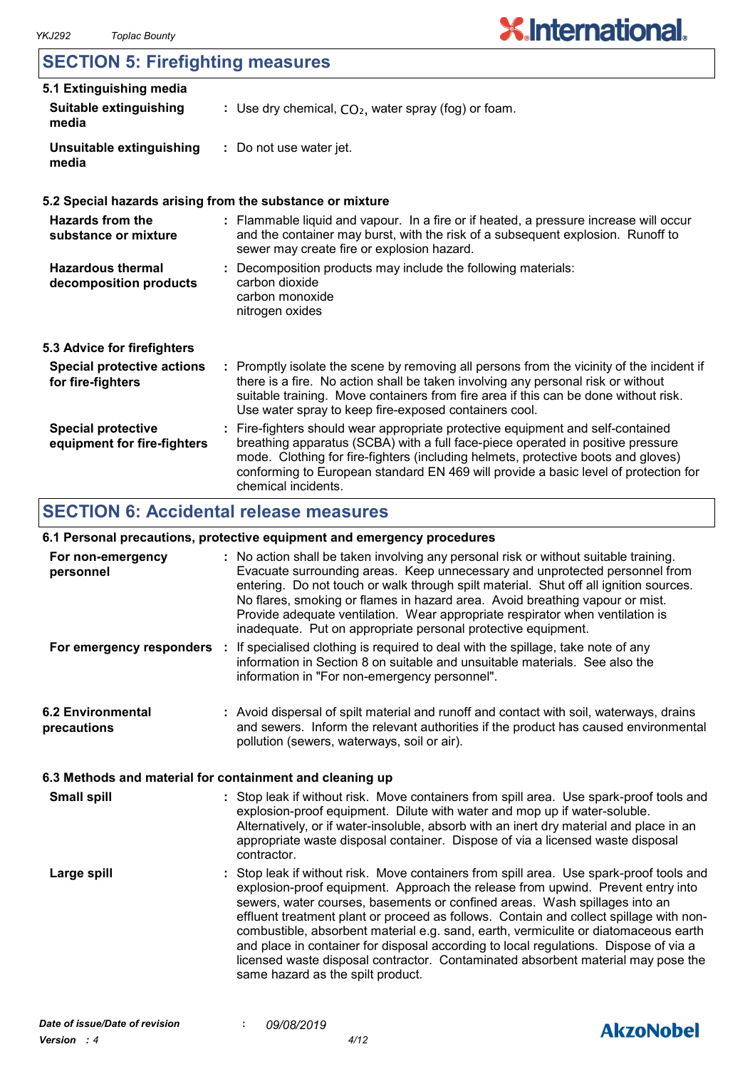## SECTION 5: Firefighting measures

### 5.1 Extinguishing media

**Suitable extinguishing media** : Use dry chemical, $CO_2$, water spray (fog) or foam.

**Unsuitable extinguishing media** : Do not use water jet.

### 5.2 Special hazards arising from the substance or mixture

**Hazards from the substance or mixture** : Flammable liquid and vapour. In a fire or if heated, a pressure increase will occur and the container may burst, with the risk of a subsequent explosion. Runoff to sewer may create fire or explosion hazard.

**Hazardous thermal decomposition products** : Decomposition products may include the following materials:
carbon dioxide
carbon monoxide
nitrogen oxides

### 5.3 Advice for firefighters

**Special protective actions for fire-fighters** : Promptly isolate the scene by removing all persons from the vicinity of the incident if there is a fire. No action shall be taken involving any personal risk or without suitable training. Move containers from fire area if this can be done without risk. Use water spray to keep fire-exposed containers cool.

**Special protective equipment for fire-fighters** : Fire-fighters should wear appropriate protective equipment and self-contained breathing apparatus (SCBA) with a full face-piece operated in positive pressure mode. Clothing for fire-fighters (including helmets, protective boots and gloves) conforming to European standard EN 469 will provide a basic level of protection for chemical incidents.

## SECTION 6: Accidental release measures

### 6.1 Personal precautions, protective equipment and emergency procedures

**For non-emergency personnel** : No action shall be taken involving any personal risk or without suitable training. Evacuate surrounding areas. Keep unnecessary and unprotected personnel from entering. Do not touch or walk through spilt material. Shut off all ignition sources. No flares, smoking or flames in hazard area. Avoid breathing vapour or mist. Provide adequate ventilation. Wear appropriate respirator when ventilation is inadequate. Put on appropriate personal protective equipment.

**For emergency responders** : If specialised clothing is required to deal with the spillage, take note of any information in Section 8 on suitable and unsuitable materials. See also the information in "For non-emergency personnel".

**6.2 Environmental precautions** : Avoid dispersal of spilt material and runoff and contact with soil, waterways, drains and sewers. Inform the relevant authorities if the product has caused environmental pollution (sewers, waterways, soil or air).

### 6.3 Methods and material for containment and cleaning up

**Small spill** : Stop leak if without risk. Move containers from spill area. Use spark-proof tools and explosion-proof equipment. Dilute with water and mop up if water-soluble. Alternatively, or if water-insoluble, absorb with an inert dry material and place in an appropriate waste disposal container. Dispose of via a licensed waste disposal contractor.

**Large spill** : Stop leak if without risk. Move containers from spill area. Use spark-proof tools and explosion-proof equipment. Approach the release from upwind. Prevent entry into sewers, water courses, basements or confined areas. Wash spillages into an effluent treatment plant or proceed as follows. Contain and collect spillage with non-combustible, absorbent material e.g. sand, earth, vermiculite or diatomaceous earth and place in container for disposal according to local regulations. Dispose of via a licensed waste disposal contractor. Contaminated absorbent material may pose the same hazard as the spilt product.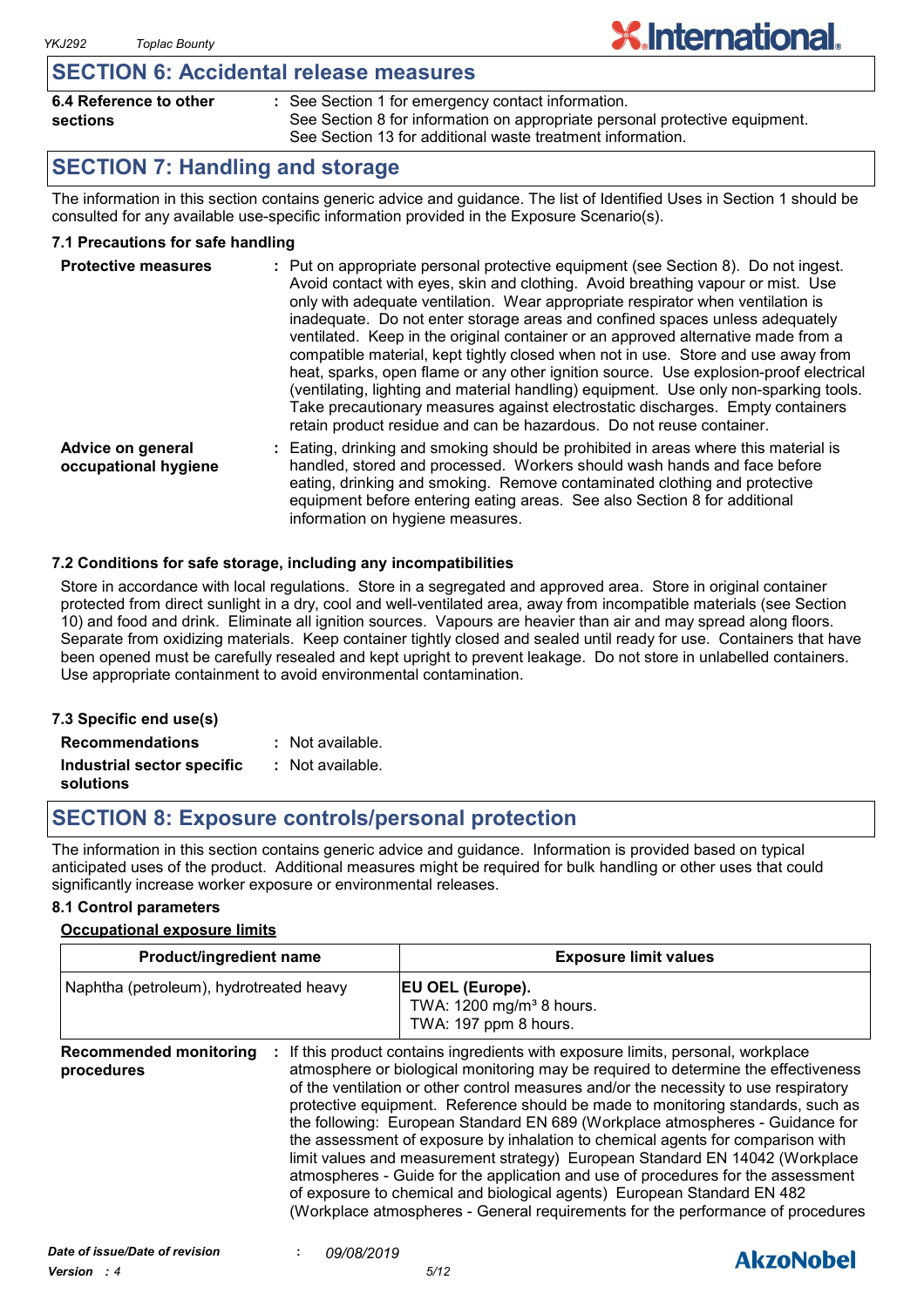## SECTION 6: Accidental release measures

**6.4 Reference to other sections** : See Section 1 for emergency contact information.
See Section 8 for information on appropriate personal protective equipment.
See Section 13 for additional waste treatment information.

## SECTION 7: Handling and storage

The information in this section contains generic advice and guidance. The list of Identified Uses in Section 1 should be consulted for any available use-specific information provided in the Exposure Scenario(s).

### 7.1 Precautions for safe handling

**Protective measures** : Put on appropriate personal protective equipment (see Section 8). Do not ingest. Avoid contact with eyes, skin and clothing. Avoid breathing vapour or mist. Use only with adequate ventilation. Wear appropriate respirator when ventilation is inadequate. Do not enter storage areas and confined spaces unless adequately ventilated. Keep in the original container or an approved alternative made from a compatible material, kept tightly closed when not in use. Store and use away from heat, sparks, open flame or any other ignition source. Use explosion-proof electrical (ventilating, lighting and material handling) equipment. Use only non-sparking tools. Take precautionary measures against electrostatic discharges. Empty containers retain product residue and can be hazardous. Do not reuse container.

**Advice on general occupational hygiene** : Eating, drinking and smoking should be prohibited in areas where this material is handled, stored and processed. Workers should wash hands and face before eating, drinking and smoking. Remove contaminated clothing and protective equipment before entering eating areas. See also Section 8 for additional information on hygiene measures.

### 7.2 Conditions for safe storage, including any incompatibilities

Store in accordance with local regulations. Store in a segregated and approved area. Store in original container protected from direct sunlight in a dry, cool and well-ventilated area, away from incompatible materials (see Section 10) and food and drink. Eliminate all ignition sources. Vapours are heavier than air and may spread along floors. Separate from oxidizing materials. Keep container tightly closed and sealed until ready for use. Containers that have been opened must be carefully resealed and kept upright to prevent leakage. Do not store in unlabelled containers. Use appropriate containment to avoid environmental contamination.

### 7.3 Specific end use(s)

**Recommendations** : Not available.

**Industrial sector specific solutions** : Not available.

## SECTION 8: Exposure controls/personal protection

The information in this section contains generic advice and guidance. Information is provided based on typical anticipated uses of the product. Additional measures might be required for bulk handling or other uses that could significantly increase worker exposure or environmental releases.

### 8.1 Control parameters

**Occupational exposure limits**

| Product/ingredient name | Exposure limit values |
|---|---|
| Naphtha (petroleum), hydrotreated heavy | **EU OEL (Europe).**<br>TWA: 1200 mg/m³ 8 hours.<br>TWA: 197 ppm 8 hours. |

**Recommended monitoring procedures** : If this product contains ingredients with exposure limits, personal, workplace atmosphere or biological monitoring may be required to determine the effectiveness of the ventilation or other control measures and/or the necessity to use respiratory protective equipment. Reference should be made to monitoring standards, such as the following: European Standard EN 689 (Workplace atmospheres - Guidance for the assessment of exposure by inhalation to chemical agents for comparison with limit values and measurement strategy) European Standard EN 14042 (Workplace atmospheres - Guide for the application and use of procedures for the assessment of exposure to chemical and biological agents) European Standard EN 482 (Workplace atmospheres - General requirements for the performance of procedures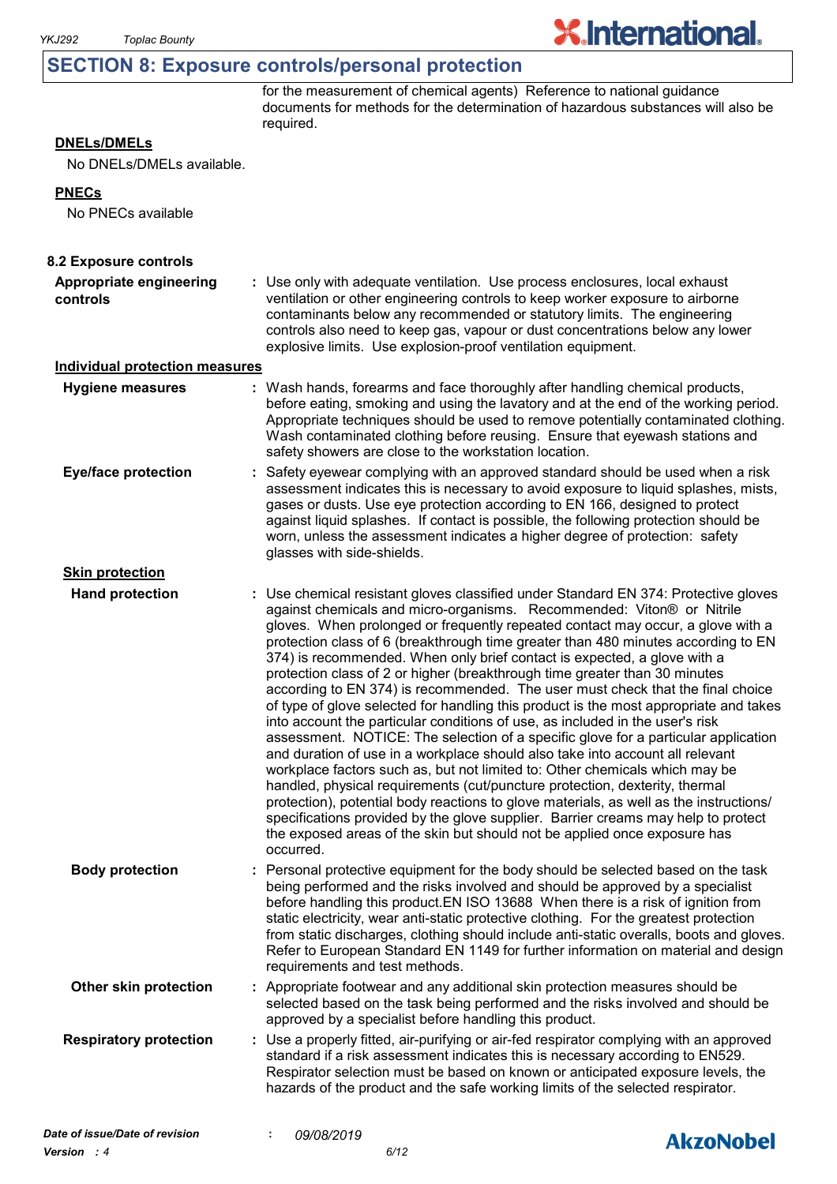## SECTION 8: Exposure controls/personal protection

for the measurement of chemical agents) Reference to national guidance documents for methods for the determination of hazardous substances will also be required.

**DNELs/DMELs**

No DNELs/DMELs available.

**PNECs**

No PNECs available

### 8.2 Exposure controls

**Appropriate engineering controls** : Use only with adequate ventilation. Use process enclosures, local exhaust ventilation or other engineering controls to keep worker exposure to airborne contaminants below any recommended or statutory limits. The engineering controls also need to keep gas, vapour or dust concentrations below any lower explosive limits. Use explosion-proof ventilation equipment.

**Individual protection measures**

**Hygiene measures** : Wash hands, forearms and face thoroughly after handling chemical products, before eating, smoking and using the lavatory and at the end of the working period. Appropriate techniques should be used to remove potentially contaminated clothing. Wash contaminated clothing before reusing. Ensure that eyewash stations and safety showers are close to the workstation location.

**Eye/face protection** : Safety eyewear complying with an approved standard should be used when a risk assessment indicates this is necessary to avoid exposure to liquid splashes, mists, gases or dusts. Use eye protection according to EN 166, designed to protect against liquid splashes. If contact is possible, the following protection should be worn, unless the assessment indicates a higher degree of protection: safety glasses with side-shields.

**Skin protection**

**Hand protection** : Use chemical resistant gloves classified under Standard EN 374: Protective gloves against chemicals and micro-organisms. Recommended: Viton® or Nitrile gloves. When prolonged or frequently repeated contact may occur, a glove with a protection class of 6 (breakthrough time greater than 480 minutes according to EN 374) is recommended. When only brief contact is expected, a glove with a protection class of 2 or higher (breakthrough time greater than 30 minutes according to EN 374) is recommended. The user must check that the final choice of type of glove selected for handling this product is the most appropriate and takes into account the particular conditions of use, as included in the user's risk assessment. NOTICE: The selection of a specific glove for a particular application and duration of use in a workplace should also take into account all relevant workplace factors such as, but not limited to: Other chemicals which may be handled, physical requirements (cut/puncture protection, dexterity, thermal protection), potential body reactions to glove materials, as well as the instructions/specifications provided by the glove supplier. Barrier creams may help to protect the exposed areas of the skin but should not be applied once exposure has occurred.

**Body protection** : Personal protective equipment for the body should be selected based on the task being performed and the risks involved and should be approved by a specialist before handling this product.EN ISO 13688 When there is a risk of ignition from static electricity, wear anti-static protective clothing. For the greatest protection from static discharges, clothing should include anti-static overalls, boots and gloves. Refer to European Standard EN 1149 for further information on material and design requirements and test methods.

**Other skin protection** : Appropriate footwear and any additional skin protection measures should be selected based on the task being performed and the risks involved and should be approved by a specialist before handling this product.

**Respiratory protection** : Use a properly fitted, air-purifying or air-fed respirator complying with an approved standard if a risk assessment indicates this is necessary according to EN529. Respirator selection must be based on known or anticipated exposure levels, the hazards of the product and the safe working limits of the selected respirator.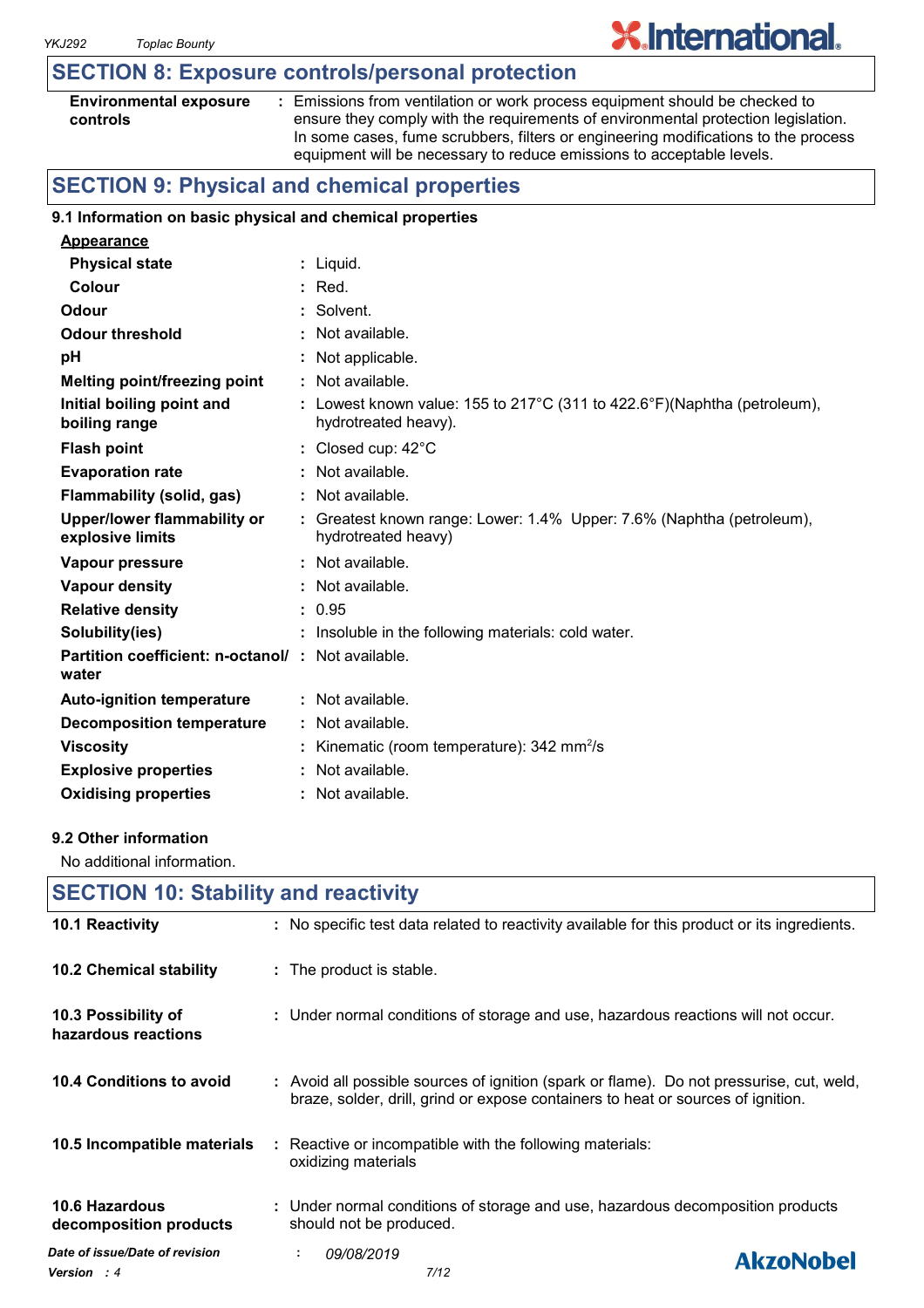## SECTION 8: Exposure controls/personal protection

| | |
|---|---|
| **Environmental exposure controls** | : Emissions from ventilation or work process equipment should be checked to ensure they comply with the requirements of environmental protection legislation. In some cases, fume scrubbers, filters or engineering modifications to the process equipment will be necessary to reduce emissions to acceptable levels. |

## SECTION 9: Physical and chemical properties

### 9.1 Information on basic physical and chemical properties

**Appearance**

| | |
|---|---|
| **Physical state** | : Liquid. |
| **Colour** | : Red. |
| **Odour** | : Solvent. |
| **Odour threshold** | : Not available. |
| **pH** | : Not applicable. |
| **Melting point/freezing point** | : Not available. |
| **Initial boiling point and boiling range** | : Lowest known value: 155 to 217°C (311 to 422.6°F)(Naphtha (petroleum), hydrotreated heavy). |
| **Flash point** | : Closed cup: 42°C |
| **Evaporation rate** | : Not available. |
| **Flammability (solid, gas)** | : Not available. |
| **Upper/lower flammability or explosive limits** | : Greatest known range: Lower: 1.4% Upper: 7.6% (Naphtha (petroleum), hydrotreated heavy) |
| **Vapour pressure** | : Not available. |
| **Vapour density** | : Not available. |
| **Relative density** | : 0.95 |
| **Solubility(ies)** | : Insoluble in the following materials: cold water. |
| **Partition coefficient: n-octanol/ water** | : Not available. |
| **Auto-ignition temperature** | : Not available. |
| **Decomposition temperature** | : Not available. |
| **Viscosity** | : Kinematic (room temperature): 342 $mm^2/s$ |
| **Explosive properties** | : Not available. |
| **Oxidising properties** | : Not available. |

### 9.2 Other information

No additional information.

## SECTION 10: Stability and reactivity

| | |
|---|---|
| **10.1 Reactivity** | : No specific test data related to reactivity available for this product or its ingredients. |
| **10.2 Chemical stability** | : The product is stable. |
| **10.3 Possibility of hazardous reactions** | : Under normal conditions of storage and use, hazardous reactions will not occur. |
| **10.4 Conditions to avoid** | : Avoid all possible sources of ignition (spark or flame). Do not pressurise, cut, weld, braze, solder, drill, grind or expose containers to heat or sources of ignition. |
| **10.5 Incompatible materials** | : Reactive or incompatible with the following materials: oxidizing materials |
| **10.6 Hazardous decomposition products** | : Under normal conditions of storage and use, hazardous decomposition products should not be produced. |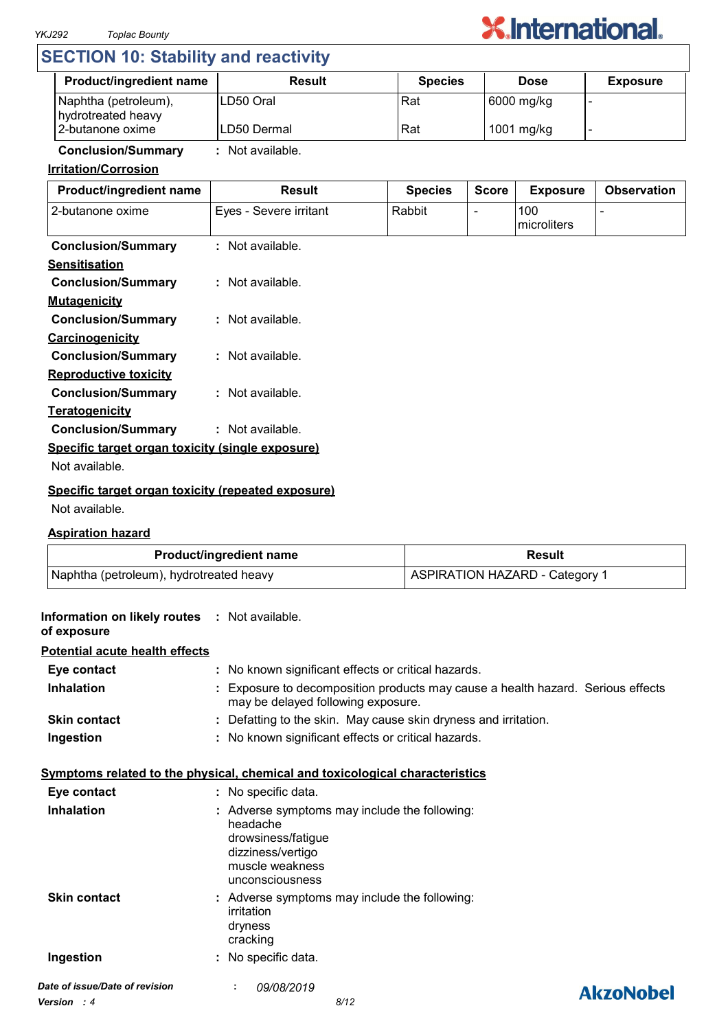## SECTION 10: Stability and reactivity

| Product/ingredient name | Result | Species | Dose | Exposure |
|---|---|---|---|---|
| Naphtha (petroleum), hydrotreated heavy | LD50 Oral | Rat | 6000 mg/kg | - |
| 2-butanone oxime | LD50 Dermal | Rat | 1001 mg/kg | - |

**Conclusion/Summary** : Not available.

**Irritation/Corrosion**

| Product/ingredient name | Result | Species | Score | Exposure | Observation |
|---|---|---|---|---|---|
| 2-butanone oxime | Eyes - Severe irritant | Rabbit | - | 100 microliters | - |

**Conclusion/Summary** : Not available.

**Sensitisation**

**Conclusion/Summary** : Not available.

**Mutagenicity**

**Conclusion/Summary** : Not available.

**Carcinogenicity**

**Conclusion/Summary** : Not available.

**Reproductive toxicity**

**Conclusion/Summary** : Not available.

**Teratogenicity**

**Conclusion/Summary** : Not available.

**Specific target organ toxicity (single exposure)**

Not available.

**Specific target organ toxicity (repeated exposure)**

Not available.

**Aspiration hazard**

| Product/ingredient name | Result |
|---|---|
| Naphtha (petroleum), hydrotreated heavy | ASPIRATION HAZARD - Category 1 |

**Information on likely routes of exposure** : Not available.

**Potential acute health effects**

**Eye contact** : No known significant effects or critical hazards.

**Inhalation** : Exposure to decomposition products may cause a health hazard. Serious effects may be delayed following exposure.

**Skin contact** : Defatting to the skin. May cause skin dryness and irritation.

**Ingestion** : No known significant effects or critical hazards.

**Symptoms related to the physical, chemical and toxicological characteristics**

**Eye contact** : No specific data.

**Inhalation** : Adverse symptoms may include the following:
headache
drowsiness/fatigue
dizziness/vertigo
muscle weakness
unconsciousness

**Skin contact** : Adverse symptoms may include the following:
irritation
dryness
cracking

**Ingestion** : No specific data.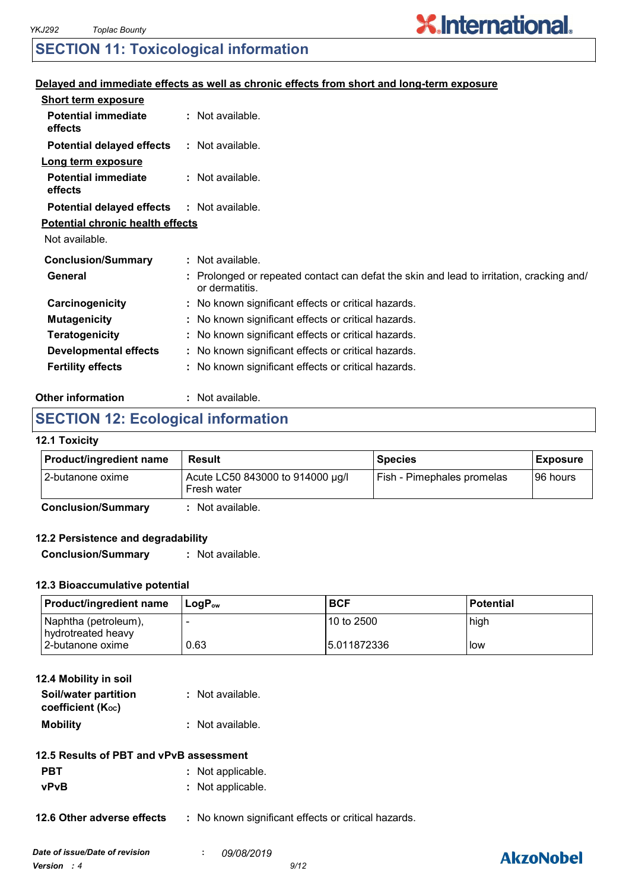## SECTION 11: Toxicological information

**Delayed and immediate effects as well as chronic effects from short and long-term exposure**

**Short term exposure**

**Potential immediate effects** : Not available.

**Potential delayed effects** : Not available.

**Long term exposure**

**Potential immediate effects** : Not available.

**Potential delayed effects** : Not available.

**Potential chronic health effects**

Not available.

**Conclusion/Summary** : Not available.

**General** : Prolonged or repeated contact can defat the skin and lead to irritation, cracking and/or dermatitis.

**Carcinogenicity** : No known significant effects or critical hazards.

**Mutagenicity** : No known significant effects or critical hazards.

**Teratogenicity** : No known significant effects or critical hazards.

**Developmental effects** : No known significant effects or critical hazards.

**Fertility effects** : No known significant effects or critical hazards.

**Other information** : Not available.

## SECTION 12: Ecological information

### 12.1 Toxicity

| Product/ingredient name | Result | Species | Exposure |
|---|---|---|---|
| 2-butanone oxime | Acute LC50 843000 to 914000 µg/l Fresh water | Fish - Pimephales promelas | 96 hours |

**Conclusion/Summary** : Not available.

### 12.2 Persistence and degradability

**Conclusion/Summary** : Not available.

### 12.3 Bioaccumulative potential

| Product/ingredient name | $LogP_{ow}$ | BCF | Potential |
|---|---|---|---|
| Naphtha (petroleum), hydrotreated heavy | - | 10 to 2500 | high |
| 2-butanone oxime | 0.63 | 5.011872336 | low |

### 12.4 Mobility in soil

**Soil/water partition coefficient ($K_{OC}$)** : Not available.

**Mobility** : Not available.

### 12.5 Results of PBT and vPvB assessment

**PBT** : Not applicable.

**vPvB** : Not applicable.

**12.6 Other adverse effects** : No known significant effects or critical hazards.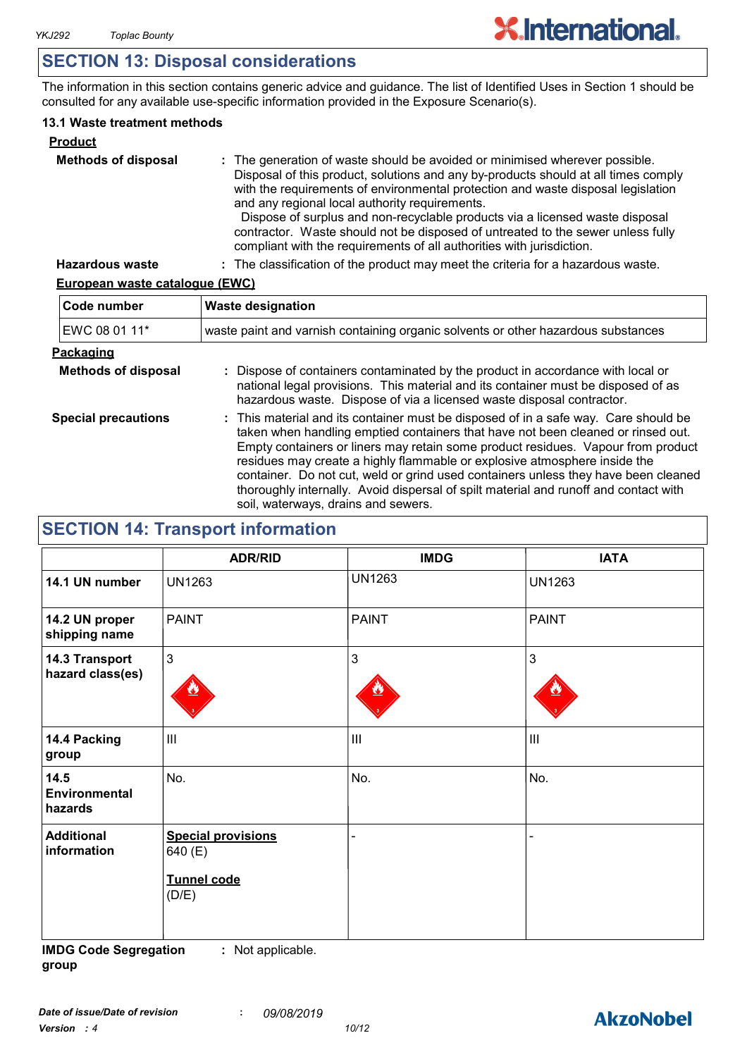## SECTION 13: Disposal considerations

The information in this section contains generic advice and guidance. The list of Identified Uses in Section 1 should be consulted for any available use-specific information provided in the Exposure Scenario(s).

### 13.1 Waste treatment methods

**Product**

**Methods of disposal** : The generation of waste should be avoided or minimised wherever possible. Disposal of this product, solutions and any by-products should at all times comply with the requirements of environmental protection and waste disposal legislation and any regional local authority requirements. Dispose of surplus and non-recyclable products via a licensed waste disposal contractor. Waste should not be disposed of untreated to the sewer unless fully compliant with the requirements of all authorities with jurisdiction.

**Hazardous waste** : The classification of the product may meet the criteria for a hazardous waste.

**European waste catalogue (EWC)**

| Code number | Waste designation |
|---|---|
| EWC 08 01 11* | waste paint and varnish containing organic solvents or other hazardous substances |

**Packaging**

**Methods of disposal** : Dispose of containers contaminated by the product in accordance with local or national legal provisions. This material and its container must be disposed of as hazardous waste. Dispose of via a licensed waste disposal contractor.

**Special precautions** : This material and its container must be disposed of in a safe way. Care should be taken when handling emptied containers that have not been cleaned or rinsed out. Empty containers or liners may retain some product residues. Vapour from product residues may create a highly flammable or explosive atmosphere inside the container. Do not cut, weld or grind used containers unless they have been cleaned thoroughly internally. Avoid dispersal of spilt material and runoff and contact with soil, waterways, drains and sewers.

## SECTION 14: Transport information

| | ADR/RID | IMDG | IATA |
|---|---|---|---|
| **14.1 UN number** | UN1263 | UN1263 | UN1263 |
| **14.2 UN proper shipping name** | PAINT | PAINT | PAINT |
| **14.3 Transport hazard class(es)** | 3 | 3 | 3 |
| **14.4 Packing group** | III | III | III |
| **14.5 Environmental hazards** | No. | No. | No. |
| **Additional information** | **Special provisions** 640 (E) **Tunnel code** (D/E) | - | - |

**IMDG Code Segregation group** : Not applicable.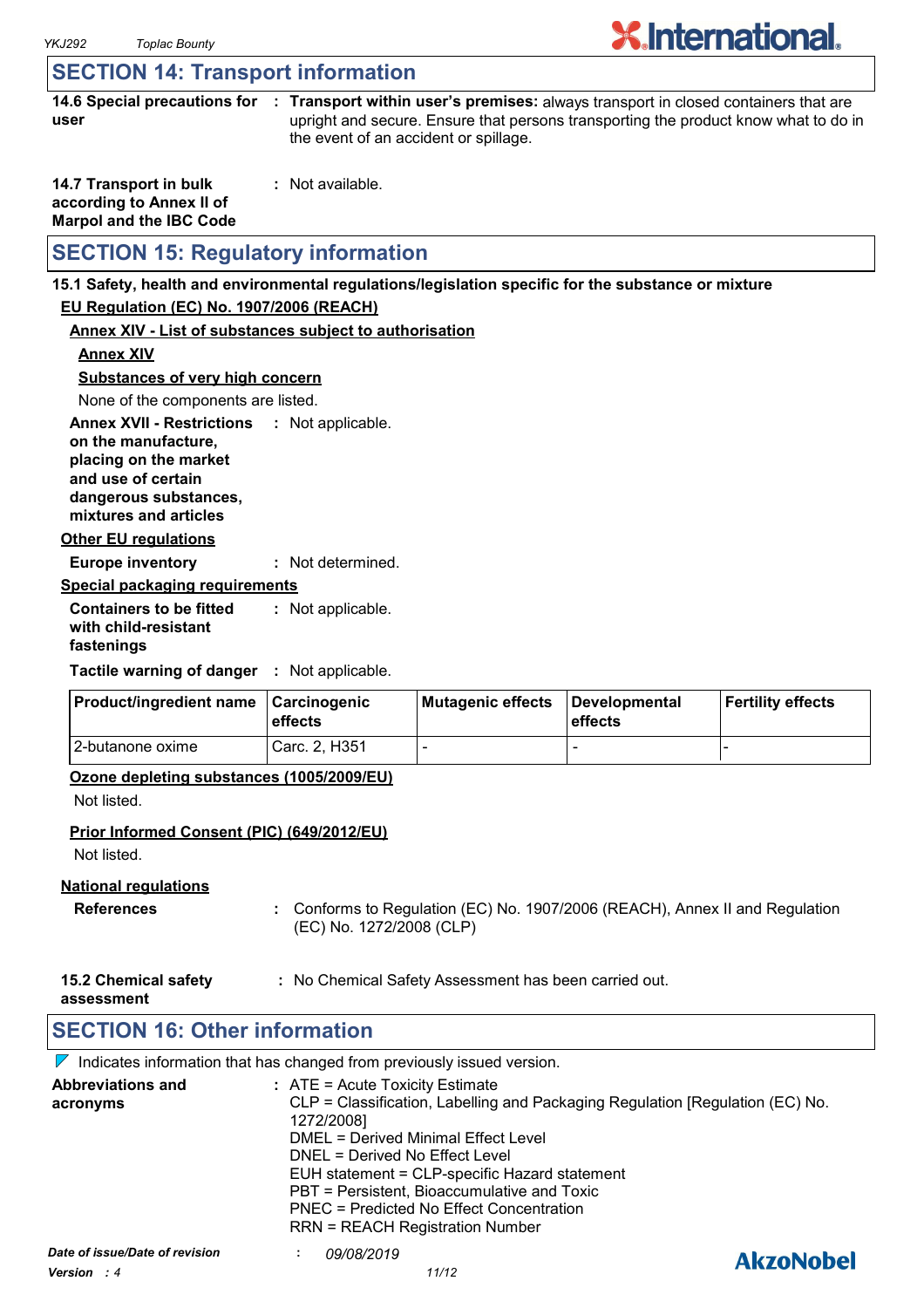## SECTION 14: Transport information

**14.6 Special precautions for user** : **Transport within user's premises:** always transport in closed containers that are upright and secure. Ensure that persons transporting the product know what to do in the event of an accident or spillage.

**14.7 Transport in bulk according to Annex II of Marpol and the IBC Code** : Not available.

## SECTION 15: Regulatory information

**15.1 Safety, health and environmental regulations/legislation specific for the substance or mixture**

**EU Regulation (EC) No. 1907/2006 (REACH)**

**Annex XIV - List of substances subject to authorisation**

**Annex XIV**

**Substances of very high concern**

None of the components are listed.

**Annex XVII - Restrictions on the manufacture, placing on the market and use of certain dangerous substances, mixtures and articles** : Not applicable.

**Other EU regulations**

**Europe inventory** : Not determined.

**Special packaging requirements**

**Containers to be fitted with child-resistant fastenings** : Not applicable.

**Tactile warning of danger** : Not applicable.

| Product/ingredient name | Carcinogenic effects | Mutagenic effects | Developmental effects | Fertility effects |
|---|---|---|---|---|
| 2-butanone oxime | Carc. 2, H351 | - | - | - |

**Ozone depleting substances (1005/2009/EU)**

Not listed.

**Prior Informed Consent (PIC) (649/2012/EU)**

Not listed.

**National regulations**

**References** : Conforms to Regulation (EC) No. 1907/2006 (REACH), Annex II and Regulation (EC) No. 1272/2008 (CLP)

**15.2 Chemical safety assessment** : No Chemical Safety Assessment has been carried out.

## SECTION 16: Other information

Indicates information that has changed from previously issued version.

**Abbreviations and acronyms** :
ATE = Acute Toxicity Estimate
CLP = Classification, Labelling and Packaging Regulation [Regulation (EC) No. 1272/2008]
DMEL = Derived Minimal Effect Level
DNEL = Derived No Effect Level
EUH statement = CLP-specific Hazard statement
PBT = Persistent, Bioaccumulative and Toxic
PNEC = Predicted No Effect Concentration
RRN = REACH Registration Number

*Date of issue/Date of revision* : *09/08/2019*

*Version : 4*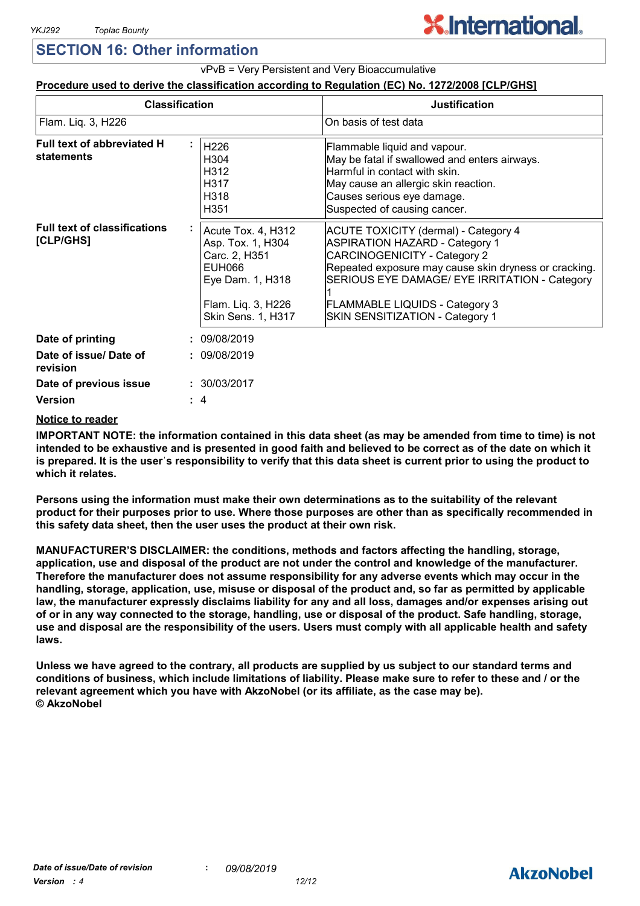## SECTION 16: Other information

vPvB = Very Persistent and Very Bioaccumulative

**Procedure used to derive the classification according to Regulation (EC) No. 1272/2008 [CLP/GHS]**

| Classification | Justification |
| --- | --- |
| Flam. Liq. 3, H226 | On basis of test data |

**Full text of abbreviated H statements** :

| | |
| --- | --- |
| H226 | Flammable liquid and vapour. |
| H304 | May be fatal if swallowed and enters airways. |
| H312 | Harmful in contact with skin. |
| H317 | May cause an allergic skin reaction. |
| H318 | Causes serious eye damage. |
| H351 | Suspected of causing cancer. |

**Full text of classifications [CLP/GHS]** :

| | |
| --- | --- |
| Acute Tox. 4, H312 | ACUTE TOXICITY (dermal) - Category 4 |
| Asp. Tox. 1, H304 | ASPIRATION HAZARD - Category 1 |
| Carc. 2, H351 | CARCINOGENICITY - Category 2 |
| EUH066 | Repeated exposure may cause skin dryness or cracking. |
| Eye Dam. 1, H318 | SERIOUS EYE DAMAGE/ EYE IRRITATION - Category 1 |
| Flam. Liq. 3, H226 | FLAMMABLE LIQUIDS - Category 3 |
| Skin Sens. 1, H317 | SKIN SENSITIZATION - Category 1 |

**Date of printing** : 09/08/2019

**Date of issue/ Date of revision** : 09/08/2019

**Date of previous issue** : 30/03/2017

**Version** : 4

**Notice to reader**

**IMPORTANT NOTE: the information contained in this data sheet (as may be amended from time to time) is not intended to be exhaustive and is presented in good faith and believed to be correct as of the date on which it is prepared. It is the user's responsibility to verify that this data sheet is current prior to using the product to which it relates.**

**Persons using the information must make their own determinations as to the suitability of the relevant product for their purposes prior to use. Where those purposes are other than as specifically recommended in this safety data sheet, then the user uses the product at their own risk.**

**MANUFACTURER'S DISCLAIMER: the conditions, methods and factors affecting the handling, storage, application, use and disposal of the product are not under the control and knowledge of the manufacturer. Therefore the manufacturer does not assume responsibility for any adverse events which may occur in the handling, storage, application, use, misuse or disposal of the product and, so far as permitted by applicable law, the manufacturer expressly disclaims liability for any and all loss, damages and/or expenses arising out of or in any way connected to the storage, handling, use or disposal of the product. Safe handling, storage, use and disposal are the responsibility of the users. Users must comply with all applicable health and safety laws.**

**Unless we have agreed to the contrary, all products are supplied by us subject to our standard terms and conditions of business, which include limitations of liability. Please make sure to refer to these and / or the relevant agreement which you have with AkzoNobel (or its affiliate, as the case may be).**
**© AkzoNobel**